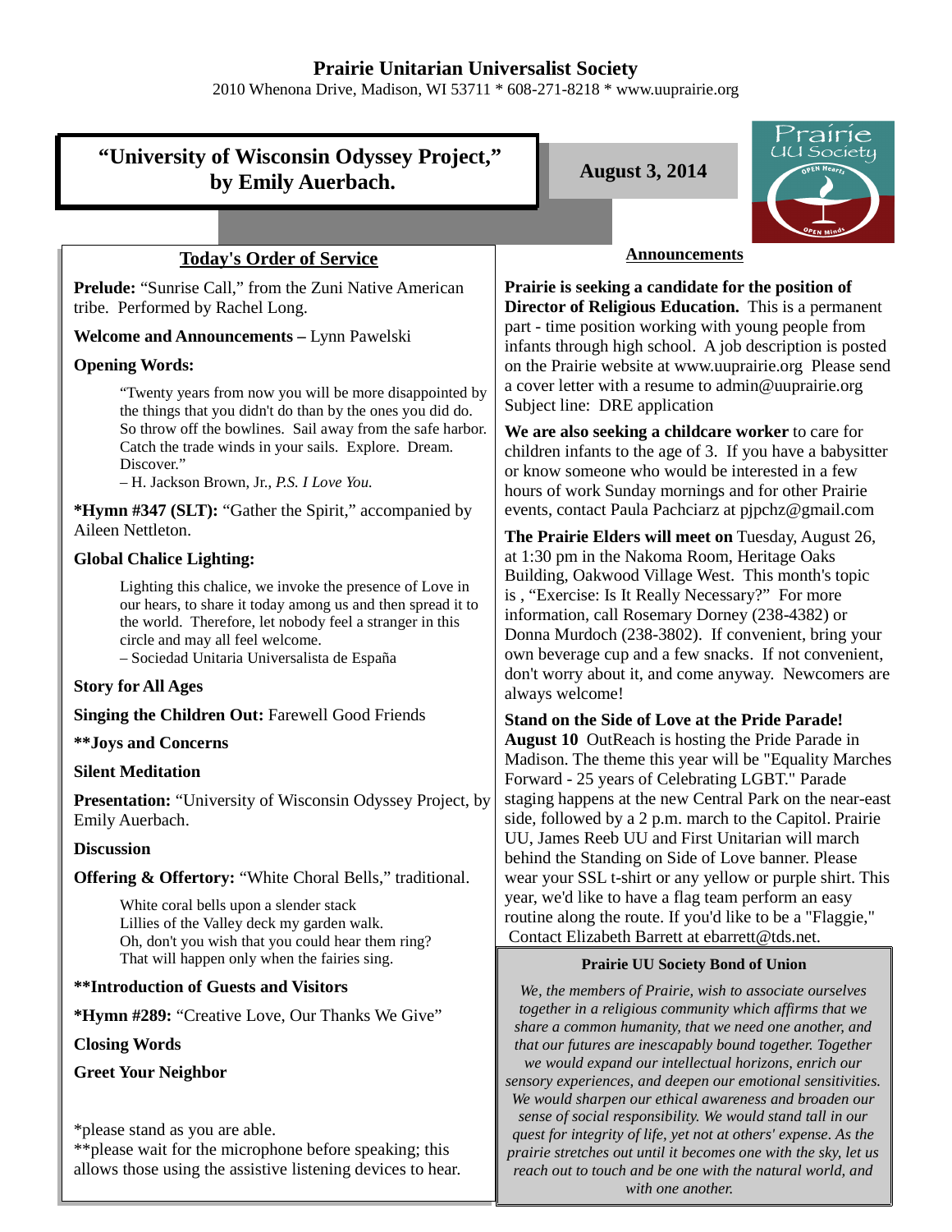# Prairie Unitarian Universalist Society

2010 Whenona Drive, Madison, WI 53711 * 608-271-8218 * www.uuprairie.org

## "University of Wisconsin Odyssey Project," by Emily Auerbach.

**August 3, 2014**

## Today's Order of Service

**Prelude:** "Sunrise Call," from the Zuni Native American tribe. Performed by Rachel Long.

**Welcome and Announcements –** Lynn Pawelski

**Opening Words:**

> "Twenty years from now you will be more disappointed by the things that you didn't do than by the ones you did do. So throw off the bowlines. Sail away from the safe harbor. Catch the trade winds in your sails. Explore. Dream. Discover."
>
> – H. Jackson Brown, Jr., *P.S. I Love You.*

***Hymn #347 (SLT):** "Gather the Spirit," accompanied by Aileen Nettleton.

**Global Chalice Lighting:**

> Lighting this chalice, we invoke the presence of Love in our hears, to share it today among us and then spread it to the world. Therefore, let nobody feel a stranger in this circle and may all feel welcome.
>
> – Sociedad Unitaria Universalista de España

**Story for All Ages**

**Singing the Children Out:** Farewell Good Friends

****Joys and Concerns**

**Silent Meditation**

**Presentation:** "University of Wisconsin Odyssey Project, by Emily Auerbach.

**Discussion**

**Offering & Offertory:** "White Choral Bells," traditional.

> White coral bells upon a slender stack
> Lillies of the Valley deck my garden walk.
> Oh, don't you wish that you could hear them ring?
> That will happen only when the fairies sing.

****Introduction of Guests and Visitors**

***Hymn #289:** "Creative Love, Our Thanks We Give"

**Closing Words**

**Greet Your Neighbor**

*please stand as you are able.
**please wait for the microphone before speaking; this allows those using the assistive listening devices to hear.

## Announcements

**Prairie is seeking a candidate for the position of Director of Religious Education.** This is a permanent part - time position working with young people from infants through high school. A job description is posted on the Prairie website at www.uuprairie.org Please send a cover letter with a resume to admin@uuprairie.org Subject line: DRE application

**We are also seeking a childcare worker** to care for children infants to the age of 3. If you have a babysitter or know someone who would be interested in a few hours of work Sunday mornings and for other Prairie events, contact Paula Pachciarz at pjpchz@gmail.com

**The Prairie Elders will meet on** Tuesday, August 26, at 1:30 pm in the Nakoma Room, Heritage Oaks Building, Oakwood Village West. This month's topic is , "Exercise: Is It Really Necessary?" For more information, call Rosemary Dorney (238-4382) or Donna Murdoch (238-3802). If convenient, bring your own beverage cup and a few snacks. If not convenient, don't worry about it, and come anyway. Newcomers are always welcome!

**Stand on the Side of Love at the Pride Parade! August 10** OutReach is hosting the Pride Parade in Madison. The theme this year will be "Equality Marches Forward - 25 years of Celebrating LGBT." Parade staging happens at the new Central Park on the near-east side, followed by a 2 p.m. march to the Capitol. Prairie UU, James Reeb UU and First Unitarian will march behind the Standing on Side of Love banner. Please wear your SSL t-shirt or any yellow or purple shirt. This year, we'd like to have a flag team perform an easy routine along the route. If you'd like to be a "Flaggie," Contact Elizabeth Barrett at ebarrett@tds.net.

### Prairie UU Society Bond of Union

*We, the members of Prairie, wish to associate ourselves together in a religious community which affirms that we share a common humanity, that we need one another, and that our futures are inescapably bound together. Together we would expand our intellectual horizons, enrich our sensory experiences, and deepen our emotional sensitivities. We would sharpen our ethical awareness and broaden our sense of social responsibility. We would stand tall in our quest for integrity of life, yet not at others' expense. As the prairie stretches out until it becomes one with the sky, let us reach out to touch and be one with the natural world, and with one another.*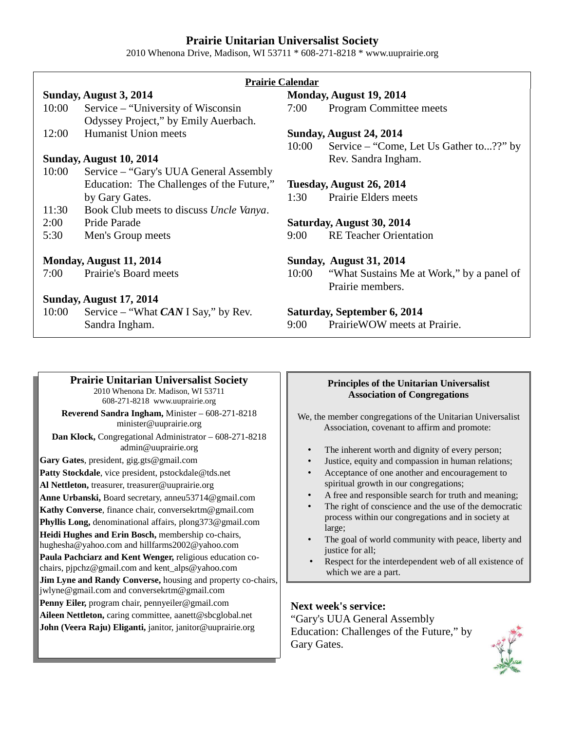# Prairie Unitarian Universalist Society

2010 Whenona Drive, Madison, WI 53711 * 608-271-8218 * www.uuprairie.org

## Prairie Calendar

**Sunday, August 3, 2014**

10:00 Service – "University of Wisconsin Odyssey Project," by Emily Auerbach.

12:00 Humanist Union meets

**Sunday, August 10, 2014**

10:00 Service – "Gary's UUA General Assembly Education: The Challenges of the Future," by Gary Gates.

11:30 Book Club meets to discuss *Uncle Vanya*.

2:00 Pride Parade

5:30 Men's Group meets

**Monday, August 11, 2014**

7:00 Prairie's Board meets

**Sunday, August 17, 2014**

10:00 Service – "What ***CAN*** I Say," by Rev. Sandra Ingham.

**Monday, August 19, 2014**

7:00 Program Committee meets

**Sunday, August 24, 2014**

10:00 Service – "Come, Let Us Gather to...??" by Rev. Sandra Ingham.

**Tuesday, August 26, 2014**

1:30 Prairie Elders meets

**Saturday, August 30, 2014**

9:00 RE Teacher Orientation

**Sunday, August 31, 2014**

10:00 "What Sustains Me at Work," by a panel of Prairie members.

**Saturday, September 6, 2014**

9:00 PrairieWOW meets at Prairie.

---

**Prairie Unitarian Universalist Society**

2010 Whenona Dr. Madison, WI 53711
608-271-8218 www.uuprairie.org

**Reverend Sandra Ingham,** Minister – 608-271-8218
minister@uuprairie.org

**Dan Klock,** Congregational Administrator – 608-271-8218
admin@uuprairie.org

**Gary Gates**, president, gig.gts@gmail.com
**Patty Stockdale**, vice president, pstockdale@tds.net
**Al Nettleton,** treasurer, treasurer@uuprairie.org
**Anne Urbanski,** Board secretary, anneu53714@gmail.com
**Kathy Converse**, finance chair, conversekrtm@gmail.com
**Phyllis Long,** denominational affairs, plong373@gmail.com
**Heidi Hughes and Erin Bosch,** membership co-chairs, hughesha@yahoo.com and hillfarms2002@yahoo.com
**Paula Pachciarz and Kent Wenger,** religious education co-chairs, pjpchz@gmail.com and kent_alps@yahoo.com
**Jim Lyne and Randy Converse,** housing and property co-chairs, jwlyne@gmail.com and conversekrtm@gmail.com
**Penny Eiler,** program chair, pennyeiler@gmail.com
**Aileen Nettleton,** caring committee, aanett@sbcglobal.net
**John (Veera Raju) Eliganti,** janitor, janitor@uuprairie.org

---

**Principles of the Unitarian Universalist Association of Congregations**

We, the member congregations of the Unitarian Universalist Association, covenant to affirm and promote:

- The inherent worth and dignity of every person;
- Justice, equity and compassion in human relations;
- Acceptance of one another and encouragement to spiritual growth in our congregations;
- A free and responsible search for truth and meaning;
- The right of conscience and the use of the democratic process within our congregations and in society at large;
- The goal of world community with peace, liberty and justice for all;
- Respect for the interdependent web of all existence of which we are a part.

**Next week's service:**

"Gary's UUA General Assembly Education: Challenges of the Future," by Gary Gates.